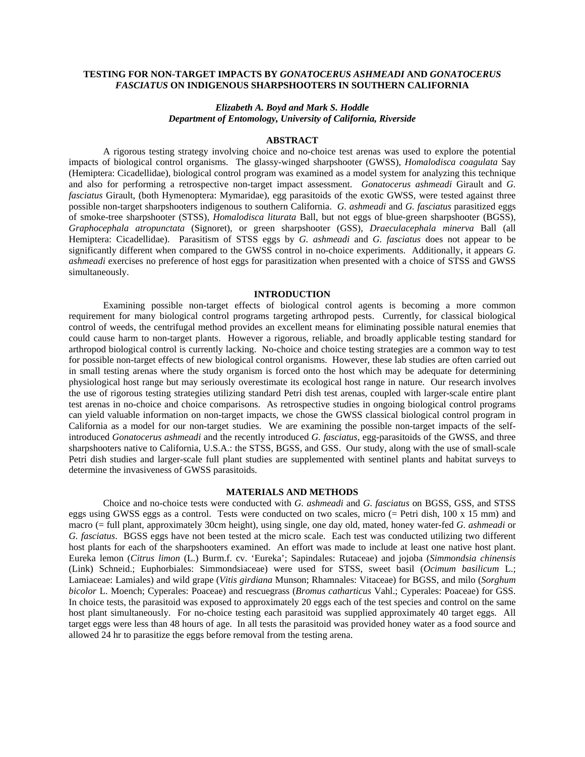# TESTING FOR NON-TARGET IMPACTS BY *GONATOCERUS ASHMEADI* AND *GONATOCERUS FASCIATUS* ON INDIGENOUS SHARPSHOOTERS IN SOUTHERN CALIFORNIA

***Elizabeth A. Boyd and Mark S. Hoddle***
***Department of Entomology, University of California, Riverside***

## ABSTRACT

A rigorous testing strategy involving choice and no-choice test arenas was used to explore the potential impacts of biological control organisms. The glassy-winged sharpshooter (GWSS), *Homalodisca coagulata* Say (Hemiptera: Cicadellidae), biological control program was examined as a model system for analyzing this technique and also for performing a retrospective non-target impact assessment. *Gonatocerus ashmeadi* Girault and *G. fasciatus* Girault, (both Hymenoptera: Mymaridae), egg parasitoids of the exotic GWSS, were tested against three possible non-target sharpshooters indigenous to southern California. *G. ashmeadi* and *G. fasciatus* parasitized eggs of smoke-tree sharpshooter (STSS), *Homalodisca liturata* Ball, but not eggs of blue-green sharpshooter (BGSS), *Graphocephala atropunctata* (Signoret), or green sharpshooter (GSS), *Draeculacephala minerva* Ball (all Hemiptera: Cicadellidae). Parasitism of STSS eggs by *G. ashmeadi* and *G. fasciatus* does not appear to be significantly different when compared to the GWSS control in no-choice experiments. Additionally, it appears *G. ashmeadi* exercises no preference of host eggs for parasitization when presented with a choice of STSS and GWSS simultaneously.

## INTRODUCTION

Examining possible non-target effects of biological control agents is becoming a more common requirement for many biological control programs targeting arthropod pests. Currently, for classical biological control of weeds, the centrifugal method provides an excellent means for eliminating possible natural enemies that could cause harm to non-target plants. However a rigorous, reliable, and broadly applicable testing standard for arthropod biological control is currently lacking. No-choice and choice testing strategies are a common way to test for possible non-target effects of new biological control organisms. However, these lab studies are often carried out in small testing arenas where the study organism is forced onto the host which may be adequate for determining physiological host range but may seriously overestimate its ecological host range in nature. Our research involves the use of rigorous testing strategies utilizing standard Petri dish test arenas, coupled with larger-scale entire plant test arenas in no-choice and choice comparisons. As retrospective studies in ongoing biological control programs can yield valuable information on non-target impacts, we chose the GWSS classical biological control program in California as a model for our non-target studies. We are examining the possible non-target impacts of the self-introduced *Gonatocerus ashmeadi* and the recently introduced *G. fasciatus*, egg-parasitoids of the GWSS, and three sharpshooters native to California, U.S.A.: the STSS, BGSS, and GSS. Our study, along with the use of small-scale Petri dish studies and larger-scale full plant studies are supplemented with sentinel plants and habitat surveys to determine the invasiveness of GWSS parasitoids.

## MATERIALS AND METHODS

Choice and no-choice tests were conducted with *G. ashmeadi* and *G. fasciatus* on BGSS, GSS, and STSS eggs using GWSS eggs as a control. Tests were conducted on two scales, micro (= Petri dish, 100 x 15 mm) and macro (= full plant, approximately 30cm height), using single, one day old, mated, honey water-fed *G. ashmeadi* or *G. fasciatus*. BGSS eggs have not been tested at the micro scale. Each test was conducted utilizing two different host plants for each of the sharpshooters examined. An effort was made to include at least one native host plant. Eureka lemon (*Citrus limon* (L.) Burm.f. cv. 'Eureka'; Sapindales: Rutaceae) and jojoba (*Simmondsia chinensis* (Link) Schneid.; Euphorbiales: Simmondsiaceae) were used for STSS, sweet basil (*Ocimum basilicum* L.; Lamiaceae: Lamiales) and wild grape (*Vitis girdiana* Munson; Rhamnales: Vitaceae) for BGSS, and milo (*Sorghum bicolor* L. Moench; Cyperales: Poaceae) and rescuegrass (*Bromus catharticus* Vahl.; Cyperales: Poaceae) for GSS. In choice tests, the parasitoid was exposed to approximately 20 eggs each of the test species and control on the same host plant simultaneously. For no-choice testing each parasitoid was supplied approximately 40 target eggs. All target eggs were less than 48 hours of age. In all tests the parasitoid was provided honey water as a food source and allowed 24 hr to parasitize the eggs before removal from the testing arena.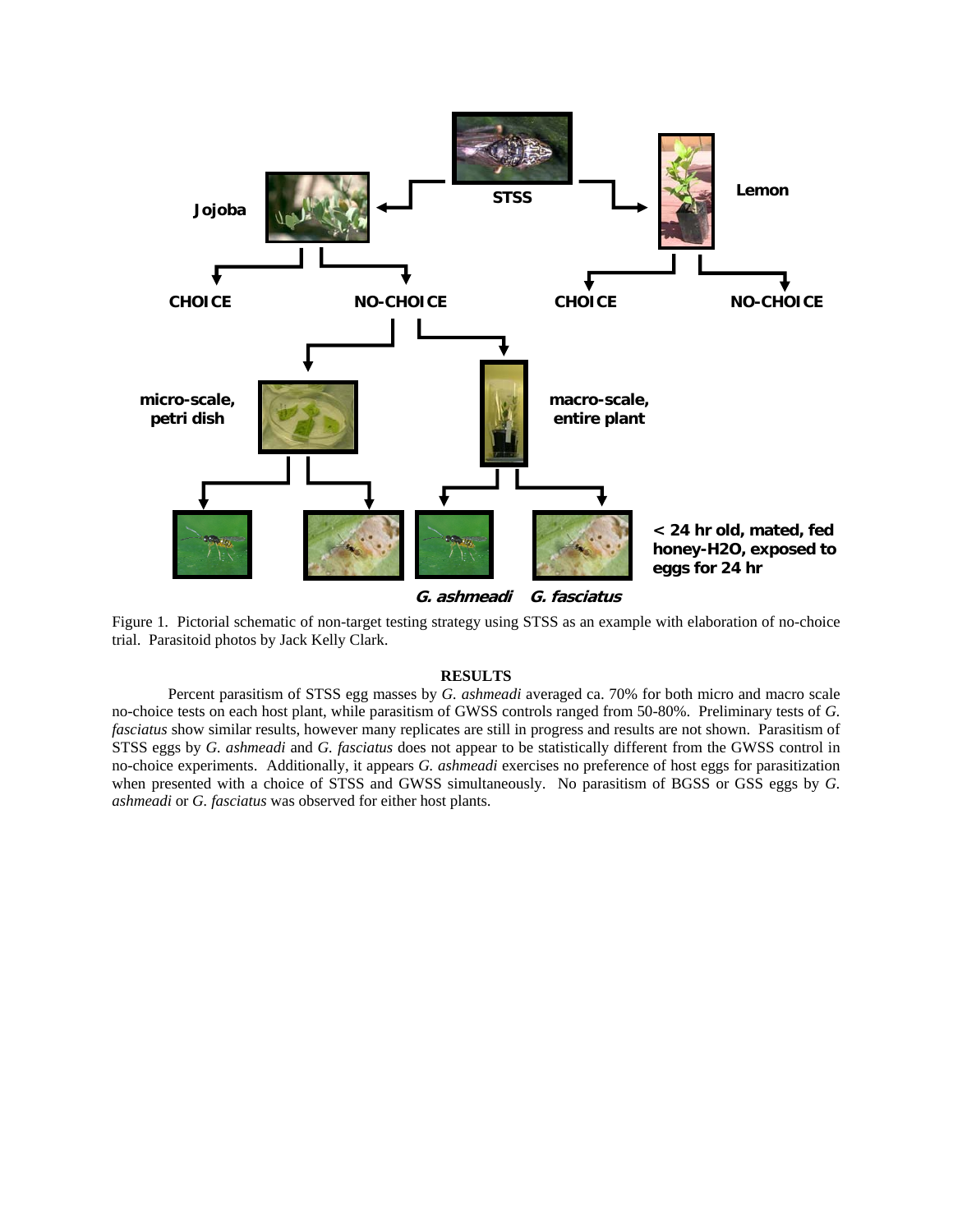Jojoba

STSS

Lemon

CHOICE

NO-CHOICE

CHOICE

NO-CHOICE

micro-scale, petri dish

macro-scale, entire plant

< 24 hr old, mated, fed honey-H2O, exposed to eggs for 24 hr

***G. ashmeadi*** ***G. fasciatus***

Figure 1. Pictorial schematic of non-target testing strategy using STSS as an example with elaboration of no-choice trial. Parasitoid photos by Jack Kelly Clark.

## RESULTS

Percent parasitism of STSS egg masses by *G. ashmeadi* averaged ca. 70% for both micro and macro scale no-choice tests on each host plant, while parasitism of GWSS controls ranged from 50-80%. Preliminary tests of *G. fasciatus* show similar results, however many replicates are still in progress and results are not shown. Parasitism of STSS eggs by *G. ashmeadi* and *G. fasciatus* does not appear to be statistically different from the GWSS control in no-choice experiments. Additionally, it appears *G. ashmeadi* exercises no preference of host eggs for parasitization when presented with a choice of STSS and GWSS simultaneously. No parasitism of BGSS or GSS eggs by *G. ashmeadi* or *G. fasciatus* was observed for either host plants.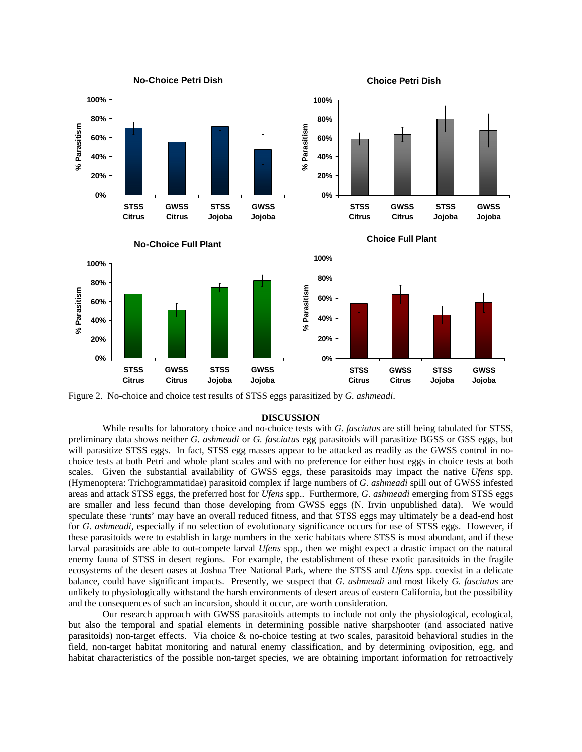Figure 2. No-choice and choice test results of STSS eggs parasitized by *G. ashmeadi*.

## DISCUSSION

While results for laboratory choice and no-choice tests with *G. fasciatus* are still being tabulated for STSS, preliminary data shows neither *G. ashmeadi* or *G. fasciatus* egg parasitoids will parasitize BGSS or GSS eggs, but will parasitize STSS eggs. In fact, STSS egg masses appear to be attacked as readily as the GWSS control in no-choice tests at both Petri and whole plant scales and with no preference for either host eggs in choice tests at both scales. Given the substantial availability of GWSS eggs, these parasitoids may impact the native *Ufens* spp. (Hymenoptera: Trichogrammatidae) parasitoid complex if large numbers of *G. ashmeadi* spill out of GWSS infested areas and attack STSS eggs, the preferred host for *Ufens* spp.. Furthermore, *G. ashmeadi* emerging from STSS eggs are smaller and less fecund than those developing from GWSS eggs (N. Irvin unpublished data). We would speculate these 'runts' may have an overall reduced fitness, and that STSS eggs may ultimately be a dead-end host for *G. ashmeadi*, especially if no selection of evolutionary significance occurs for use of STSS eggs. However, if these parasitoids were to establish in large numbers in the xeric habitats where STSS is most abundant, and if these larval parasitoids are able to out-compete larval *Ufens* spp., then we might expect a drastic impact on the natural enemy fauna of STSS in desert regions. For example, the establishment of these exotic parasitoids in the fragile ecosystems of the desert oases at Joshua Tree National Park, where the STSS and *Ufens* spp. coexist in a delicate balance, could have significant impacts. Presently, we suspect that *G. ashmeadi* and most likely *G. fasciatus* are unlikely to physiologically withstand the harsh environments of desert areas of eastern California, but the possibility and the consequences of such an incursion, should it occur, are worth consideration.

Our research approach with GWSS parasitoids attempts to include not only the physiological, ecological, but also the temporal and spatial elements in determining possible native sharpshooter (and associated native parasitoids) non-target effects. Via choice & no-choice testing at two scales, parasitoid behavioral studies in the field, non-target habitat monitoring and natural enemy classification, and by determining oviposition, egg, and habitat characteristics of the possible non-target species, we are obtaining important information for retroactively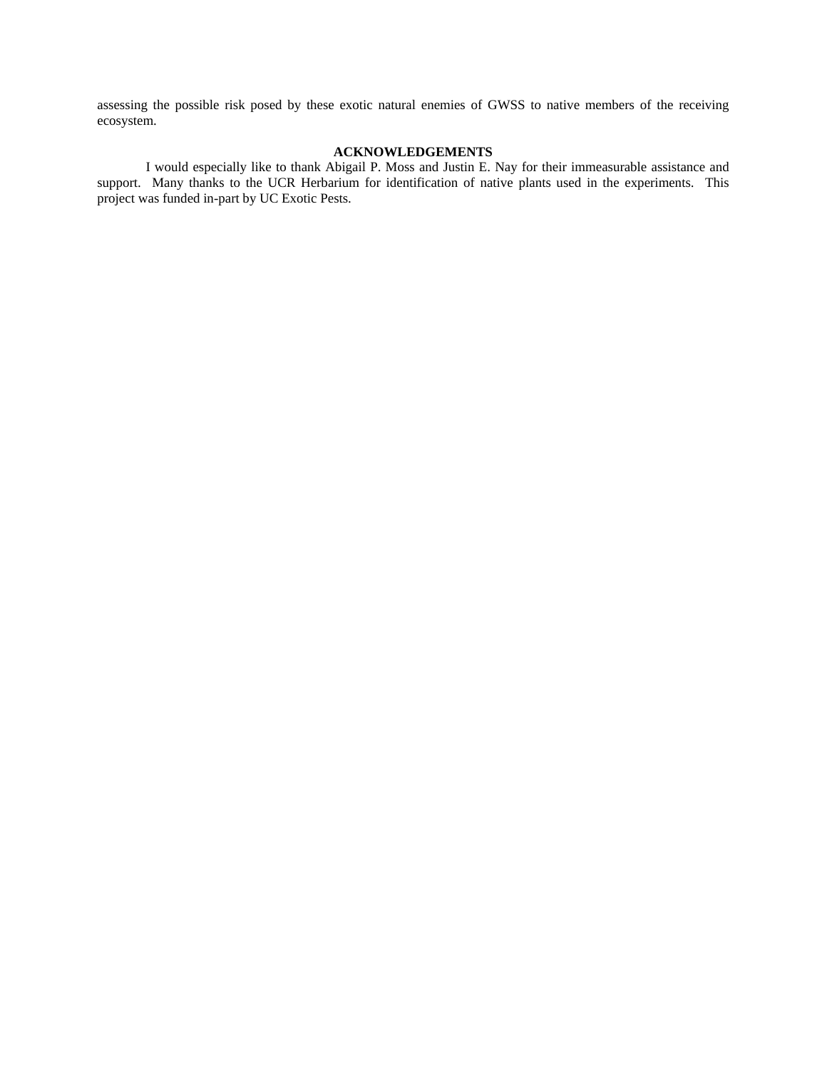assessing the possible risk posed by these exotic natural enemies of GWSS to native members of the receiving ecosystem.

## ACKNOWLEDGEMENTS

I would especially like to thank Abigail P. Moss and Justin E. Nay for their immeasurable assistance and support. Many thanks to the UCR Herbarium for identification of native plants used in the experiments. This project was funded in-part by UC Exotic Pests.